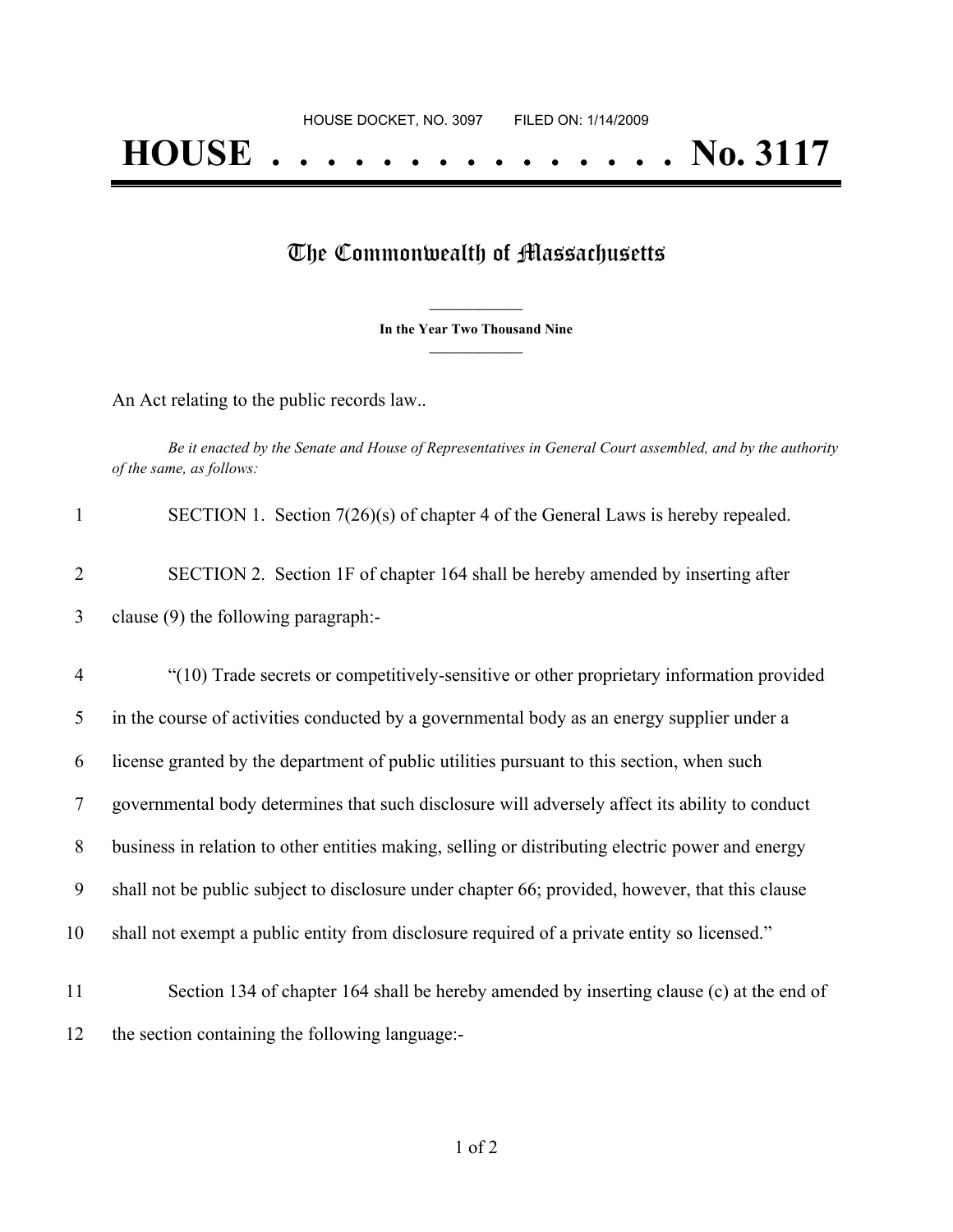HOUSE DOCKET, NO. 3097 FILED ON: 1/14/2009

# HOUSE . . . . . . . . . . . . . . . No. 3117

## The Commonwealth of Massachusetts

**In the Year Two Thousand Nine**

An Act relating to the public records law..

*Be it enacted by the Senate and House of Representatives in General Court assembled, and by the authority of the same, as follows:*

1 SECTION 1. Section 7(26)(s) of chapter 4 of the General Laws is hereby repealed.

2 SECTION 2. Section 1F of chapter 164 shall be hereby amended by inserting after
3 clause (9) the following paragraph:-

4 "(10) Trade secrets or competitively-sensitive or other proprietary information provided
5 in the course of activities conducted by a governmental body as an energy supplier under a
6 license granted by the department of public utilities pursuant to this section, when such
7 governmental body determines that such disclosure will adversely affect its ability to conduct
8 business in relation to other entities making, selling or distributing electric power and energy
9 shall not be public subject to disclosure under chapter 66; provided, however, that this clause
10 shall not exempt a public entity from disclosure required of a private entity so licensed."

11 Section 134 of chapter 164 shall be hereby amended by inserting clause (c) at the end of
12 the section containing the following language:-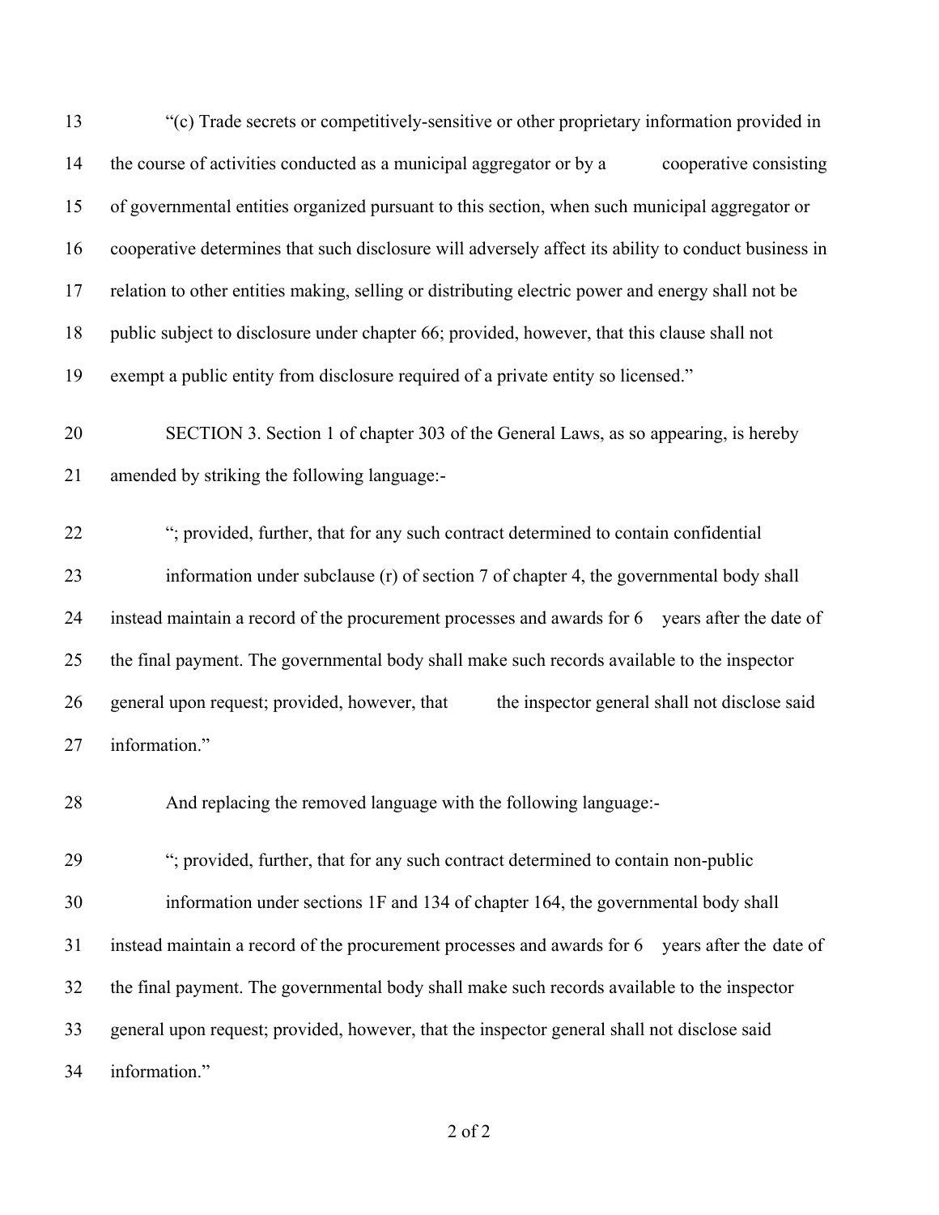"(c) Trade secrets or competitively-sensitive or other proprietary information provided in the course of activities conducted as a municipal aggregator or by a cooperative consisting of governmental entities organized pursuant to this section, when such municipal aggregator or cooperative determines that such disclosure will adversely affect its ability to conduct business in relation to other entities making, selling or distributing electric power and energy shall not be public subject to disclosure under chapter 66; provided, however, that this clause shall not exempt a public entity from disclosure required of a private entity so licensed."

SECTION 3. Section 1 of chapter 303 of the General Laws, as so appearing, is hereby amended by striking the following language:-

"; provided, further, that for any such contract determined to contain confidential information under subclause (r) of section 7 of chapter 4, the governmental body shall instead maintain a record of the procurement processes and awards for 6 years after the date of the final payment. The governmental body shall make such records available to the inspector general upon request; provided, however, that the inspector general shall not disclose said information."

And replacing the removed language with the following language:-

"; provided, further, that for any such contract determined to contain non-public information under sections 1F and 134 of chapter 164, the governmental body shall instead maintain a record of the procurement processes and awards for 6 years after the date of the final payment. The governmental body shall make such records available to the inspector general upon request; provided, however, that the inspector general shall not disclose said information."